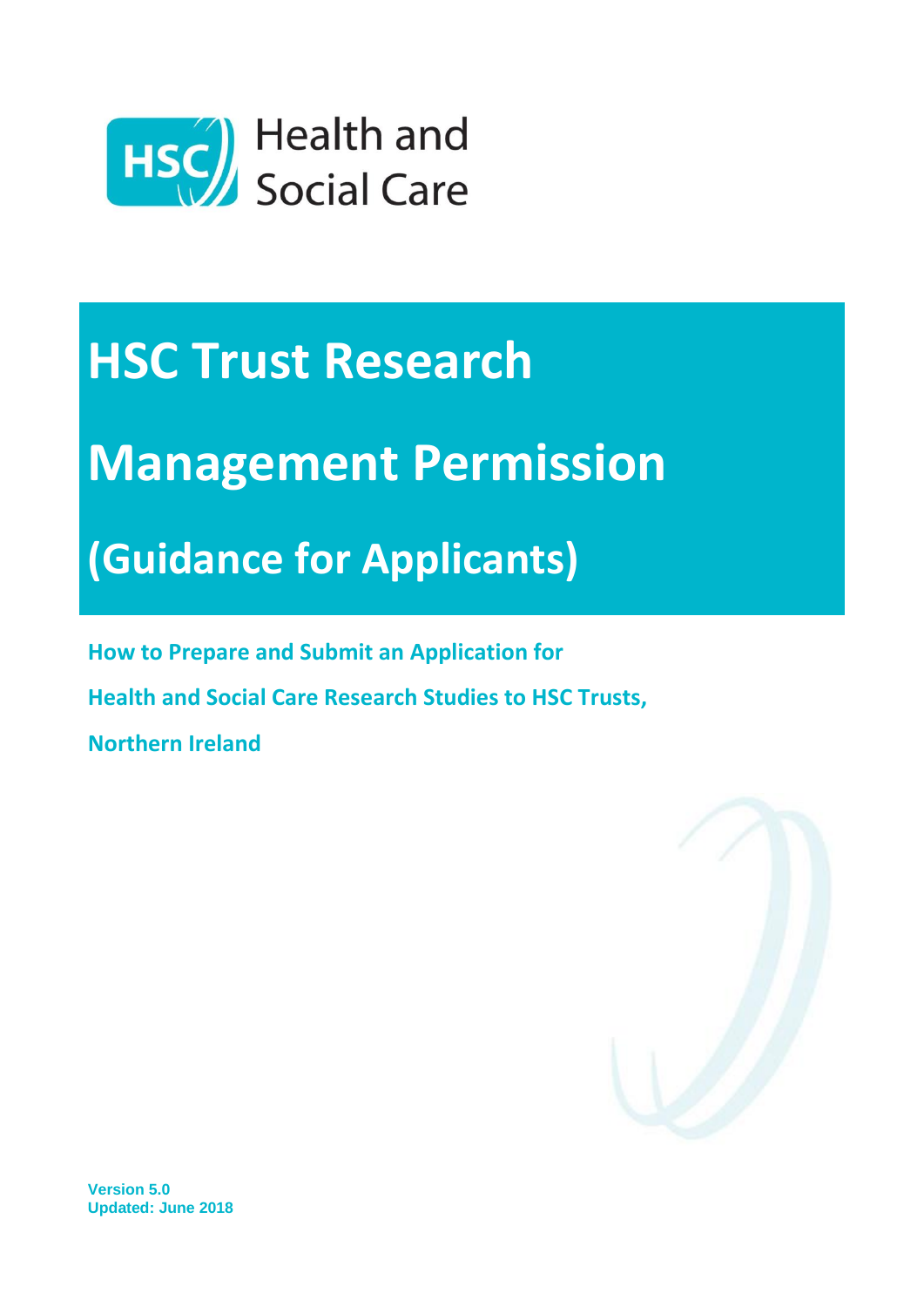Health and Social Care

# HSC Trust Research Management Permission

# (Guidance for Applicants)

**How to Prepare and Submit an Application for**

**Health and Social Care Research Studies to HSC Trusts,**

**Northern Ireland**

**Version 5.0**
**Updated: June 2018**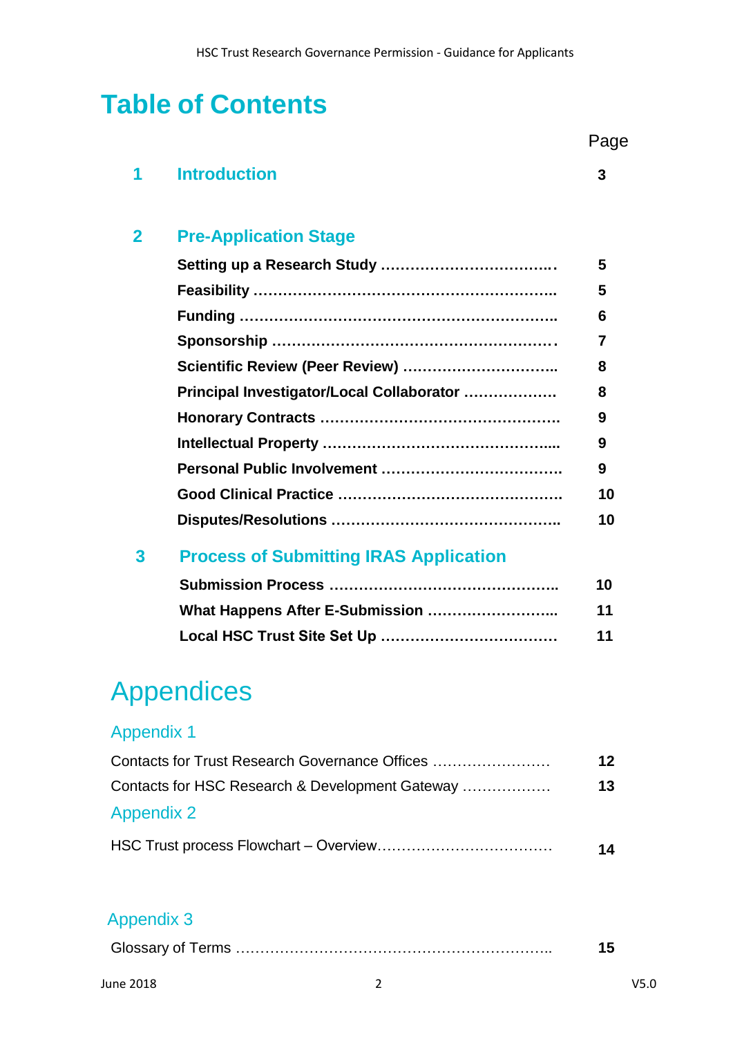# Table of Contents

| | | Page |
|---|---|---|
| **1** | **Introduction** | **3** |
| **2** | **Pre-Application Stage** | |
| | **Setting up a Research Study** | **5** |
| | **Feasibility** | **5** |
| | **Funding** | **6** |
| | **Sponsorship** | **7** |
| | **Scientific Review (Peer Review)** | **8** |
| | **Principal Investigator/Local Collaborator** | **8** |
| | **Honorary Contracts** | **9** |
| | **Intellectual Property** | **9** |
| | **Personal Public Involvement** | **9** |
| | **Good Clinical Practice** | **10** |
| | **Disputes/Resolutions** | **10** |
| **3** | **Process of Submitting IRAS Application** | |
| | **Submission Process** | **10** |
| | **What Happens After E-Submission** | **11** |
| | **Local HSC Trust Site Set Up** | **11** |

# Appendices

## Appendix 1

| | |
|---|---|
| Contacts for Trust Research Governance Offices | **12** |
| Contacts for HSC Research & Development Gateway | **13** |

## Appendix 2

| | |
|---|---|
| HSC Trust process Flowchart – Overview | **14** |

## Appendix 3

| | |
|---|---|
| Glossary of Terms | **15** |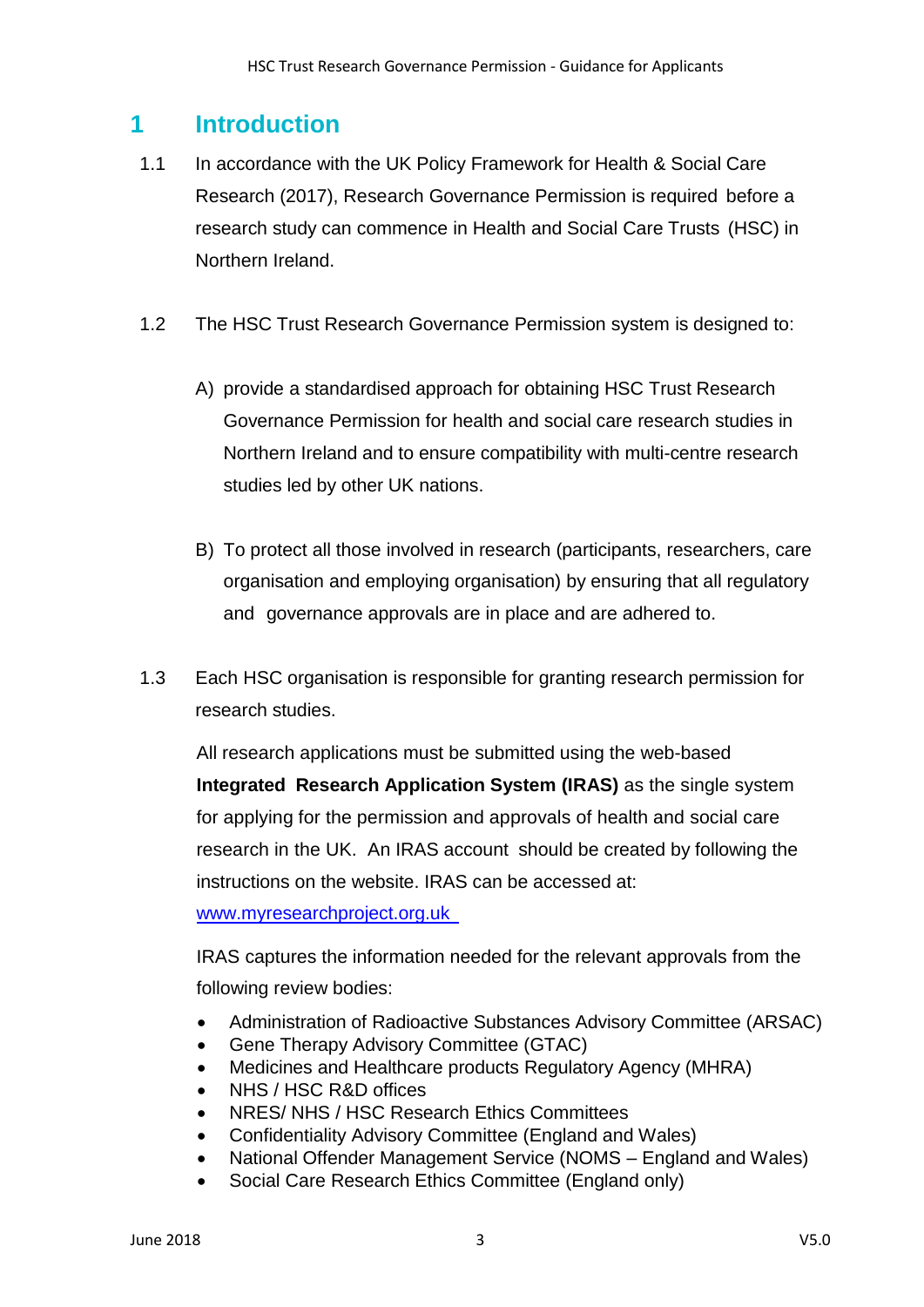# 1 Introduction

1.1 In accordance with the UK Policy Framework for Health & Social Care Research (2017), Research Governance Permission is required before a research study can commence in Health and Social Care Trusts (HSC) in Northern Ireland.

1.2 The HSC Trust Research Governance Permission system is designed to:

A) provide a standardised approach for obtaining HSC Trust Research Governance Permission for health and social care research studies in Northern Ireland and to ensure compatibility with multi-centre research studies led by other UK nations.

B) To protect all those involved in research (participants, researchers, care organisation and employing organisation) by ensuring that all regulatory and governance approvals are in place and are adhered to.

1.3 Each HSC organisation is responsible for granting research permission for research studies.

All research applications must be submitted using the web-based **Integrated Research Application System (IRAS)** as the single system for applying for the permission and approvals of health and social care research in the UK. An IRAS account should be created by following the instructions on the website. IRAS can be accessed at: [www.myresearchproject.org.uk](www.myresearchproject.org.uk)

IRAS captures the information needed for the relevant approvals from the following review bodies:

- Administration of Radioactive Substances Advisory Committee (ARSAC)
- Gene Therapy Advisory Committee (GTAC)
- Medicines and Healthcare products Regulatory Agency (MHRA)
- NHS / HSC R&D offices
- NRES/ NHS / HSC Research Ethics Committees
- Confidentiality Advisory Committee (England and Wales)
- National Offender Management Service (NOMS – England and Wales)
- Social Care Research Ethics Committee (England only)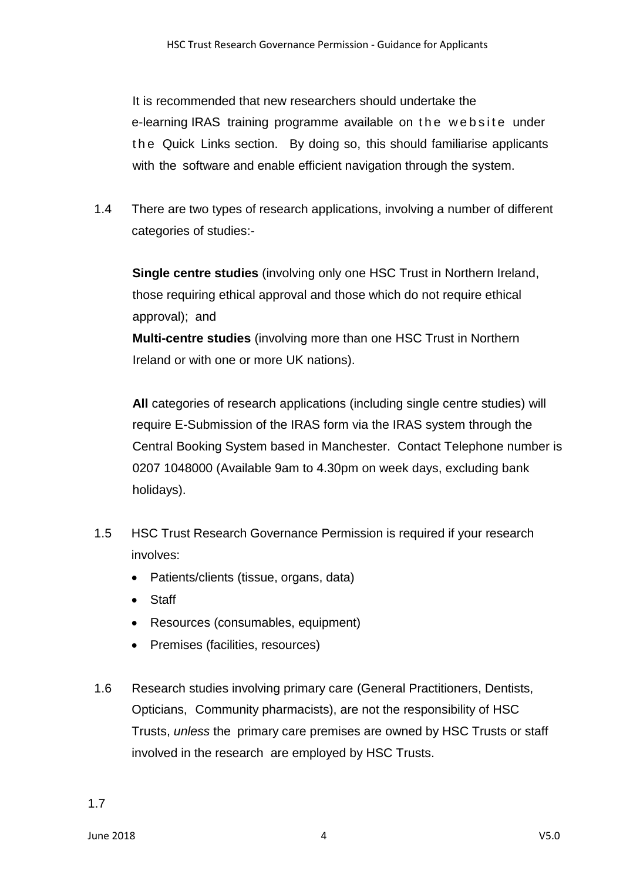It is recommended that new researchers should undertake the e-learning IRAS training programme available on the website under the Quick Links section. By doing so, this should familiarise applicants with the software and enable efficient navigation through the system.

1.4 There are two types of research applications, involving a number of different categories of studies:-

**Single centre studies** (involving only one HSC Trust in Northern Ireland, those requiring ethical approval and those which do not require ethical approval); and

**Multi-centre studies** (involving more than one HSC Trust in Northern Ireland or with one or more UK nations).

**All** categories of research applications (including single centre studies) will require E-Submission of the IRAS form via the IRAS system through the Central Booking System based in Manchester. Contact Telephone number is 0207 1048000 (Available 9am to 4.30pm on week days, excluding bank holidays).

1.5 HSC Trust Research Governance Permission is required if your research involves:

- Patients/clients (tissue, organs, data)
- Staff
- Resources (consumables, equipment)
- Premises (facilities, resources)

1.6 Research studies involving primary care (General Practitioners, Dentists, Opticians, Community pharmacists), are not the responsibility of HSC Trusts, *unless* the primary care premises are owned by HSC Trusts or staff involved in the research are employed by HSC Trusts.

1.7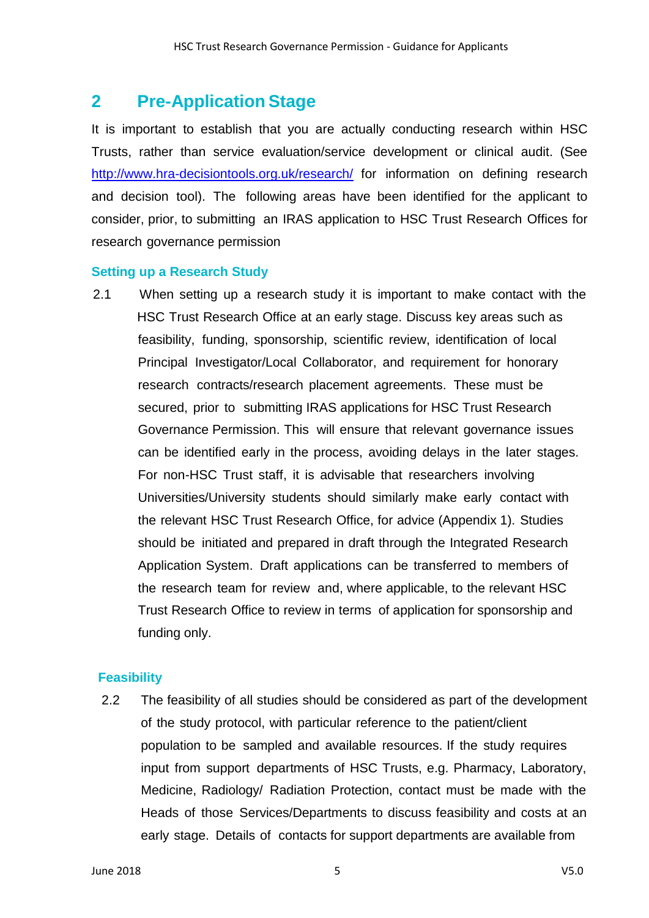## 2 Pre-Application Stage

It is important to establish that you are actually conducting research within HSC Trusts, rather than service evaluation/service development or clinical audit. (See http://www.hra-decisiontools.org.uk/research/ for information on defining research and decision tool). The following areas have been identified for the applicant to consider, prior, to submitting an IRAS application to HSC Trust Research Offices for research governance permission

### Setting up a Research Study

2.1 When setting up a research study it is important to make contact with the HSC Trust Research Office at an early stage. Discuss key areas such as feasibility, funding, sponsorship, scientific review, identification of local Principal Investigator/Local Collaborator, and requirement for honorary research contracts/research placement agreements. These must be secured, prior to submitting IRAS applications for HSC Trust Research Governance Permission. This will ensure that relevant governance issues can be identified early in the process, avoiding delays in the later stages. For non-HSC Trust staff, it is advisable that researchers involving Universities/University students should similarly make early contact with the relevant HSC Trust Research Office, for advice (Appendix 1). Studies should be initiated and prepared in draft through the Integrated Research Application System. Draft applications can be transferred to members of the research team for review and, where applicable, to the relevant HSC Trust Research Office to review in terms of application for sponsorship and funding only.

### Feasibility

2.2 The feasibility of all studies should be considered as part of the development of the study protocol, with particular reference to the patient/client population to be sampled and available resources. If the study requires input from support departments of HSC Trusts, e.g. Pharmacy, Laboratory, Medicine, Radiology/ Radiation Protection, contact must be made with the Heads of those Services/Departments to discuss feasibility and costs at an early stage. Details of contacts for support departments are available from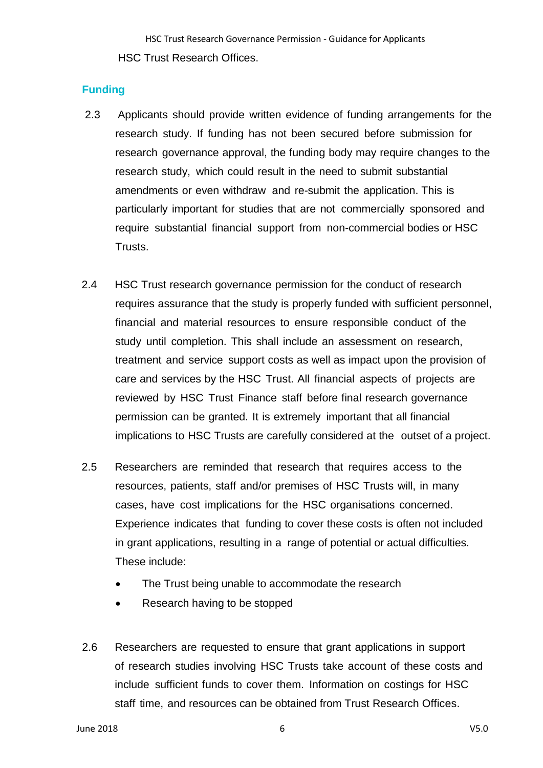HSC Trust Research Offices.

## Funding

2.3 Applicants should provide written evidence of funding arrangements for the research study. If funding has not been secured before submission for research governance approval, the funding body may require changes to the research study, which could result in the need to submit substantial amendments or even withdraw and re-submit the application. This is particularly important for studies that are not commercially sponsored and require substantial financial support from non-commercial bodies or HSC Trusts.

2.4 HSC Trust research governance permission for the conduct of research requires assurance that the study is properly funded with sufficient personnel, financial and material resources to ensure responsible conduct of the study until completion. This shall include an assessment on research, treatment and service support costs as well as impact upon the provision of care and services by the HSC Trust. All financial aspects of projects are reviewed by HSC Trust Finance staff before final research governance permission can be granted. It is extremely important that all financial implications to HSC Trusts are carefully considered at the outset of a project.

2.5 Researchers are reminded that research that requires access to the resources, patients, staff and/or premises of HSC Trusts will, in many cases, have cost implications for the HSC organisations concerned. Experience indicates that funding to cover these costs is often not included in grant applications, resulting in a range of potential or actual difficulties. These include:

- The Trust being unable to accommodate the research
- Research having to be stopped

2.6 Researchers are requested to ensure that grant applications in support of research studies involving HSC Trusts take account of these costs and include sufficient funds to cover them. Information on costings for HSC staff time, and resources can be obtained from Trust Research Offices.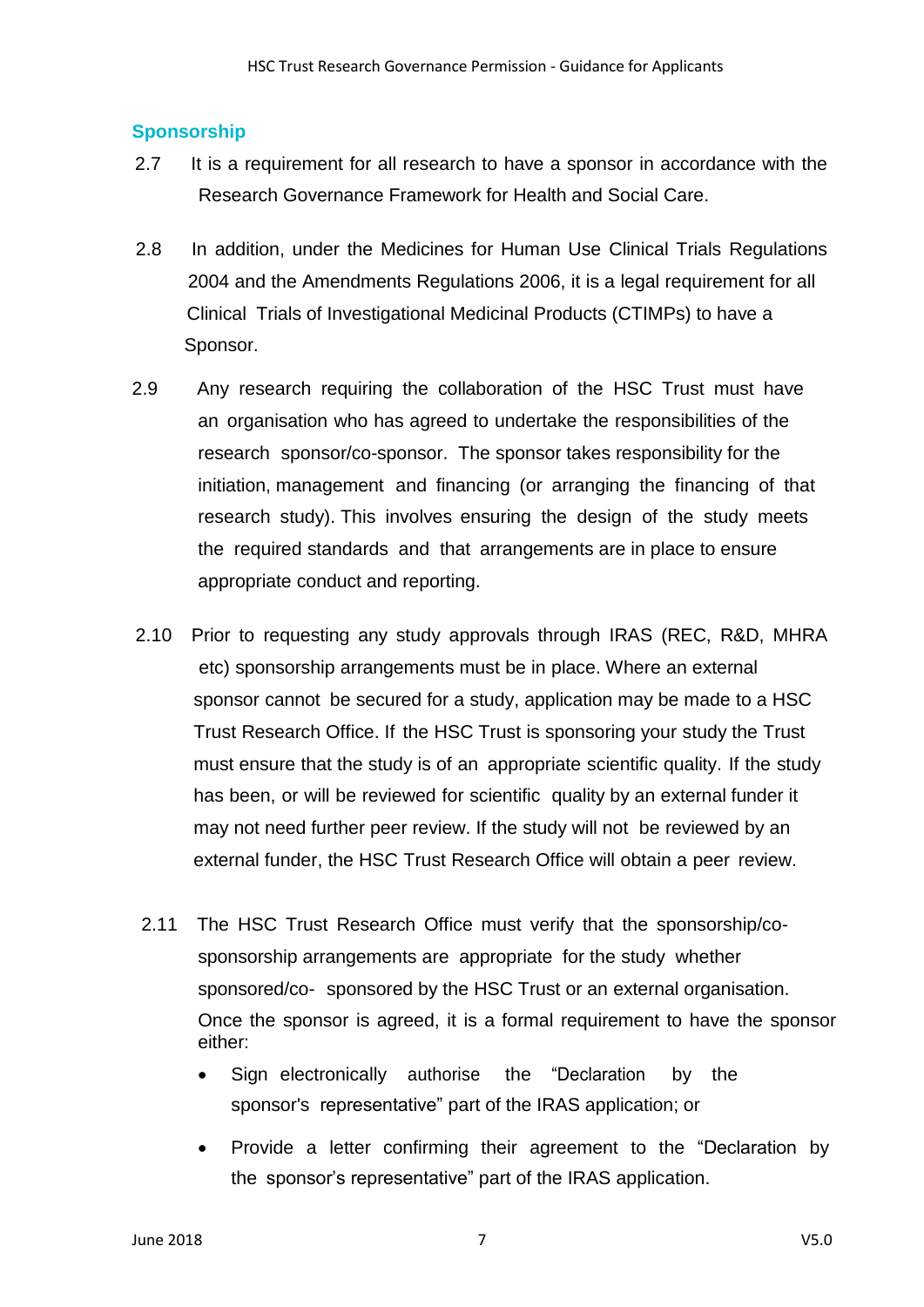## Sponsorship

2.7 It is a requirement for all research to have a sponsor in accordance with the Research Governance Framework for Health and Social Care.

2.8 In addition, under the Medicines for Human Use Clinical Trials Regulations 2004 and the Amendments Regulations 2006, it is a legal requirement for all Clinical Trials of Investigational Medicinal Products (CTIMPs) to have a Sponsor.

2.9 Any research requiring the collaboration of the HSC Trust must have an organisation who has agreed to undertake the responsibilities of the research sponsor/co-sponsor. The sponsor takes responsibility for the initiation, management and financing (or arranging the financing of that research study). This involves ensuring the design of the study meets the required standards and that arrangements are in place to ensure appropriate conduct and reporting.

2.10 Prior to requesting any study approvals through IRAS (REC, R&D, MHRA etc) sponsorship arrangements must be in place. Where an external sponsor cannot be secured for a study, application may be made to a HSC Trust Research Office. If the HSC Trust is sponsoring your study the Trust must ensure that the study is of an appropriate scientific quality. If the study has been, or will be reviewed for scientific quality by an external funder it may not need further peer review. If the study will not be reviewed by an external funder, the HSC Trust Research Office will obtain a peer review.

2.11 The HSC Trust Research Office must verify that the sponsorship/co-sponsorship arrangements are appropriate for the study whether sponsored/co- sponsored by the HSC Trust or an external organisation. Once the sponsor is agreed, it is a formal requirement to have the sponsor either:

- Sign electronically authorise the "Declaration by the sponsor's representative" part of the IRAS application; or
- Provide a letter confirming their agreement to the "Declaration by the sponsor's representative" part of the IRAS application.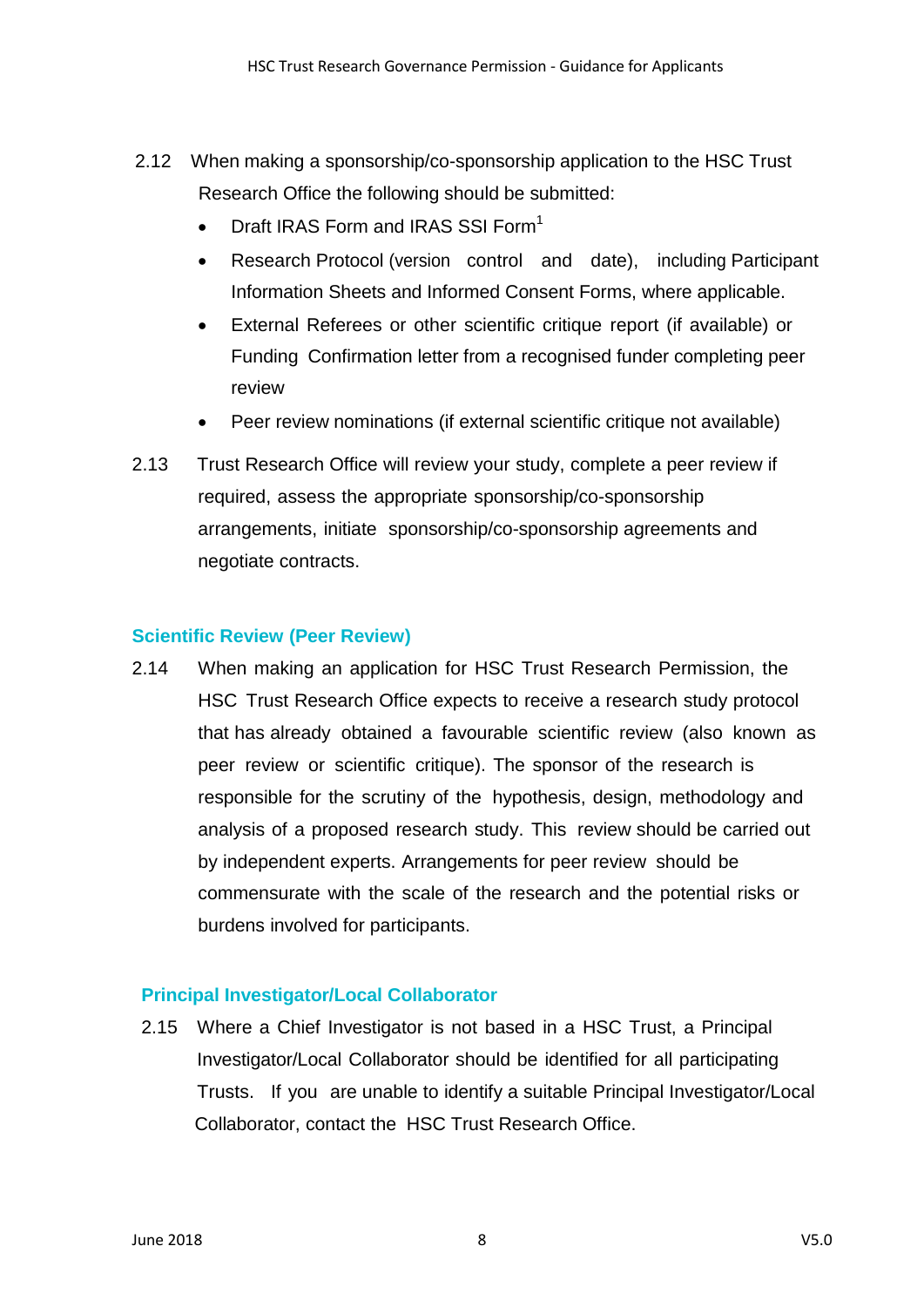2.12 When making a sponsorship/co-sponsorship application to the HSC Trust Research Office the following should be submitted:

- Draft IRAS Form and IRAS SSI Form[1]
- Research Protocol (version control and date), including Participant Information Sheets and Informed Consent Forms, where applicable.
- External Referees or other scientific critique report (if available) or Funding Confirmation letter from a recognised funder completing peer review
- Peer review nominations (if external scientific critique not available)

2.13 Trust Research Office will review your study, complete a peer review if required, assess the appropriate sponsorship/co-sponsorship arrangements, initiate sponsorship/co-sponsorship agreements and negotiate contracts.

### Scientific Review (Peer Review)

2.14 When making an application for HSC Trust Research Permission, the HSC Trust Research Office expects to receive a research study protocol that has already obtained a favourable scientific review (also known as peer review or scientific critique). The sponsor of the research is responsible for the scrutiny of the hypothesis, design, methodology and analysis of a proposed research study. This review should be carried out by independent experts. Arrangements for peer review should be commensurate with the scale of the research and the potential risks or burdens involved for participants.

### Principal Investigator/Local Collaborator

2.15 Where a Chief Investigator is not based in a HSC Trust, a Principal Investigator/Local Collaborator should be identified for all participating Trusts. If you are unable to identify a suitable Principal Investigator/Local Collaborator, contact the HSC Trust Research Office.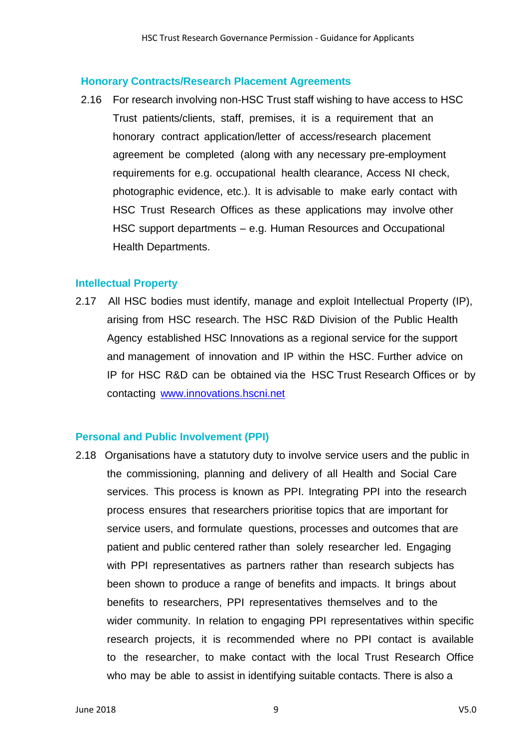### Honorary Contracts/Research Placement Agreements

2.16 For research involving non-HSC Trust staff wishing to have access to HSC Trust patients/clients, staff, premises, it is a requirement that an honorary contract application/letter of access/research placement agreement be completed (along with any necessary pre-employment requirements for e.g. occupational health clearance, Access NI check, photographic evidence, etc.). It is advisable to make early contact with HSC Trust Research Offices as these applications may involve other HSC support departments – e.g. Human Resources and Occupational Health Departments.

### Intellectual Property

2.17 All HSC bodies must identify, manage and exploit Intellectual Property (IP), arising from HSC research. The HSC R&D Division of the Public Health Agency established HSC Innovations as a regional service for the support and management of innovation and IP within the HSC. Further advice on IP for HSC R&D can be obtained via the HSC Trust Research Offices or by contacting [www.innovations.hscni.net](http://www.innovations.hscni.net)

### Personal and Public Involvement (PPI)

2.18 Organisations have a statutory duty to involve service users and the public in the commissioning, planning and delivery of all Health and Social Care services. This process is known as PPI. Integrating PPI into the research process ensures that researchers prioritise topics that are important for service users, and formulate questions, processes and outcomes that are patient and public centered rather than solely researcher led. Engaging with PPI representatives as partners rather than research subjects has been shown to produce a range of benefits and impacts. It brings about benefits to researchers, PPI representatives themselves and to the wider community. In relation to engaging PPI representatives within specific research projects, it is recommended where no PPI contact is available to the researcher, to make contact with the local Trust Research Office who may be able to assist in identifying suitable contacts. There is also a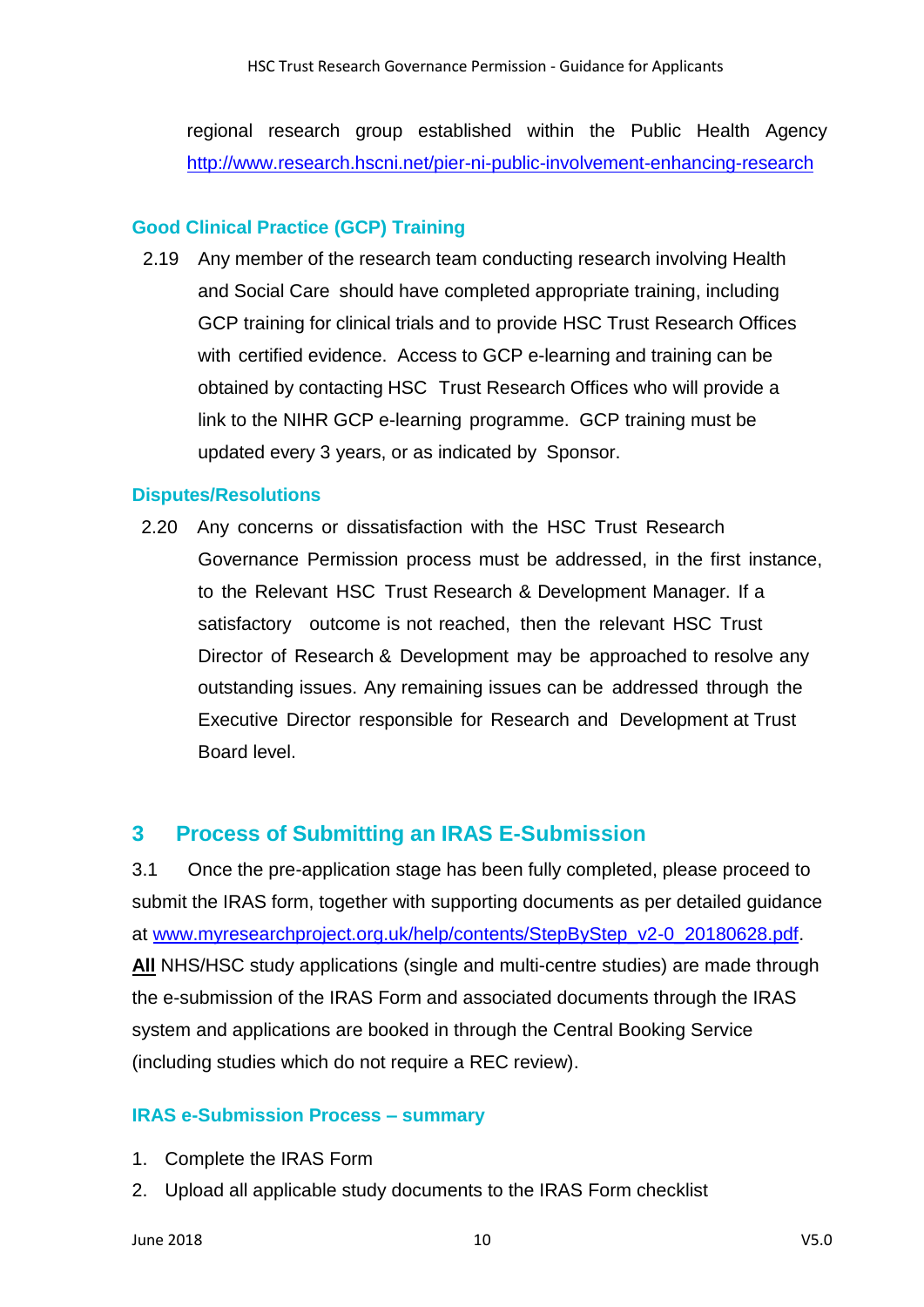regional research group established within the Public Health Agency http://www.research.hscni.net/pier-ni-public-involvement-enhancing-research

### Good Clinical Practice (GCP) Training

2.19 Any member of the research team conducting research involving Health and Social Care should have completed appropriate training, including GCP training for clinical trials and to provide HSC Trust Research Offices with certified evidence. Access to GCP e-learning and training can be obtained by contacting HSC Trust Research Offices who will provide a link to the NIHR GCP e-learning programme. GCP training must be updated every 3 years, or as indicated by Sponsor.

### Disputes/Resolutions

2.20 Any concerns or dissatisfaction with the HSC Trust Research Governance Permission process must be addressed, in the first instance, to the Relevant HSC Trust Research & Development Manager. If a satisfactory outcome is not reached, then the relevant HSC Trust Director of Research & Development may be approached to resolve any outstanding issues. Any remaining issues can be addressed through the Executive Director responsible for Research and Development at Trust Board level.

## 3 Process of Submitting an IRAS E-Submission

3.1 Once the pre-application stage has been fully completed, please proceed to submit the IRAS form, together with supporting documents as per detailed guidance at www.myresearchproject.org.uk/help/contents/StepByStep_v2-0_20180628.pdf. **All** NHS/HSC study applications (single and multi-centre studies) are made through the e-submission of the IRAS Form and associated documents through the IRAS system and applications are booked in through the Central Booking Service (including studies which do not require a REC review).

### IRAS e-Submission Process – summary

1. Complete the IRAS Form
2. Upload all applicable study documents to the IRAS Form checklist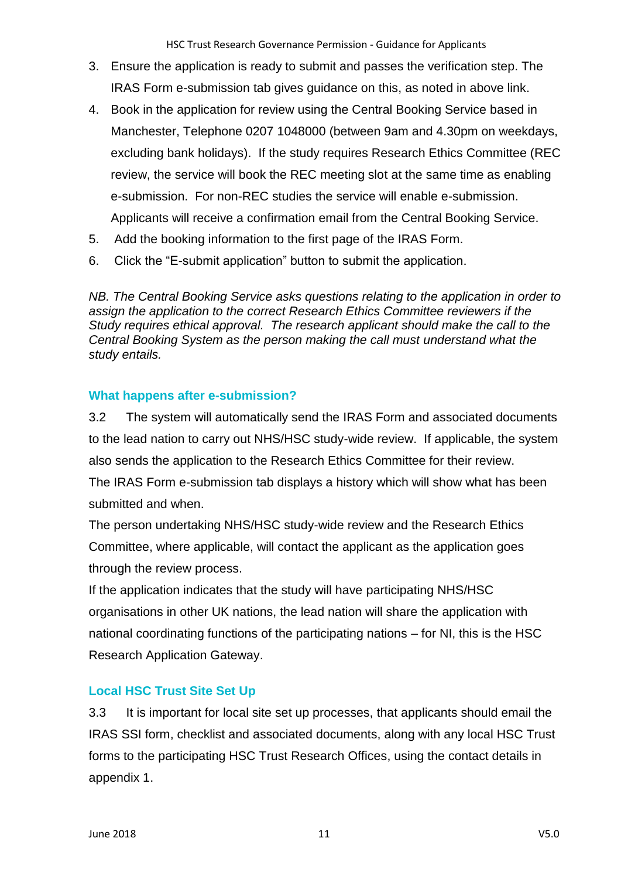3. Ensure the application is ready to submit and passes the verification step. The IRAS Form e-submission tab gives guidance on this, as noted in above link.
4. Book in the application for review using the Central Booking Service based in Manchester, Telephone 0207 1048000 (between 9am and 4.30pm on weekdays, excluding bank holidays). If the study requires Research Ethics Committee (REC review, the service will book the REC meeting slot at the same time as enabling e-submission. For non-REC studies the service will enable e-submission. Applicants will receive a confirmation email from the Central Booking Service.
5. Add the booking information to the first page of the IRAS Form.
6. Click the "E-submit application" button to submit the application.

*NB. The Central Booking Service asks questions relating to the application in order to assign the application to the correct Research Ethics Committee reviewers if the Study requires ethical approval. The research applicant should make the call to the Central Booking System as the person making the call must understand what the study entails.*

### What happens after e-submission?

3.2 The system will automatically send the IRAS Form and associated documents to the lead nation to carry out NHS/HSC study-wide review. If applicable, the system also sends the application to the Research Ethics Committee for their review.

The IRAS Form e-submission tab displays a history which will show what has been submitted and when.

The person undertaking NHS/HSC study-wide review and the Research Ethics Committee, where applicable, will contact the applicant as the application goes through the review process.

If the application indicates that the study will have participating NHS/HSC organisations in other UK nations, the lead nation will share the application with national coordinating functions of the participating nations – for NI, this is the HSC Research Application Gateway.

### Local HSC Trust Site Set Up

3.3 It is important for local site set up processes, that applicants should email the IRAS SSI form, checklist and associated documents, along with any local HSC Trust forms to the participating HSC Trust Research Offices, using the contact details in appendix 1.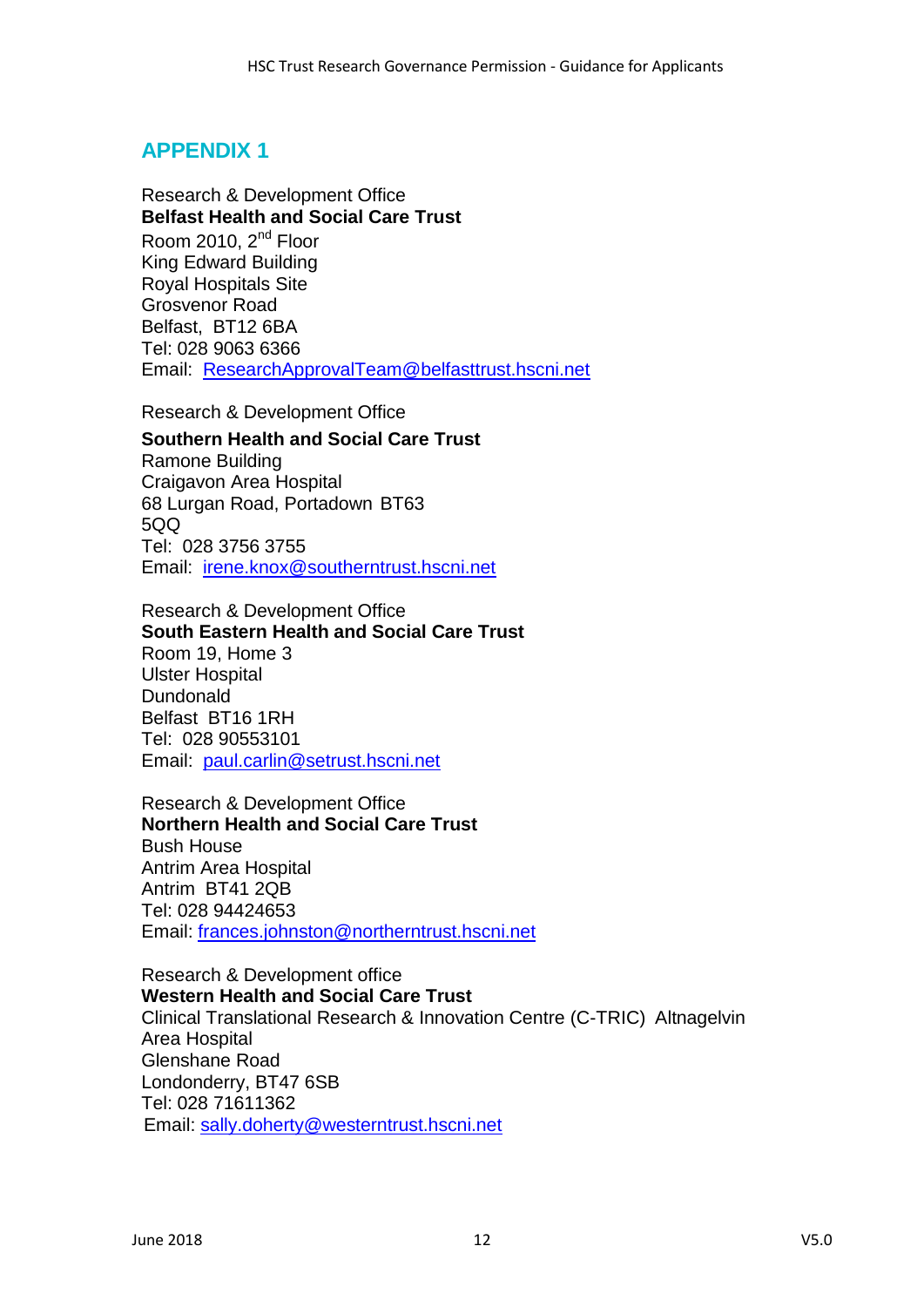## APPENDIX 1

Research & Development Office
**Belfast Health and Social Care Trust**
Room 2010, 2nd Floor
King Edward Building
Royal Hospitals Site
Grosvenor Road
Belfast, BT12 6BA
Tel: 028 9063 6366
Email: ResearchApprovalTeam@belfasttrust.hscni.net

Research & Development Office
**Southern Health and Social Care Trust**
Ramone Building
Craigavon Area Hospital
68 Lurgan Road, Portadown BT63 5QQ
Tel: 028 3756 3755
Email: irene.knox@southerntrust.hscni.net

Research & Development Office
**South Eastern Health and Social Care Trust**
Room 19, Home 3
Ulster Hospital
Dundonald
Belfast BT16 1RH
Tel: 028 90553101
Email: paul.carlin@setrust.hscni.net

Research & Development Office
**Northern Health and Social Care Trust**
Bush House
Antrim Area Hospital
Antrim BT41 2QB
Tel: 028 94424653
Email: frances.johnston@northerntrust.hscni.net

Research & Development office
**Western Health and Social Care Trust**
Clinical Translational Research & Innovation Centre (C-TRIC) Altnagelvin Area Hospital
Glenshane Road
Londonderry, BT47 6SB
Tel: 028 71611362
Email: sally.doherty@westerntrust.hscni.net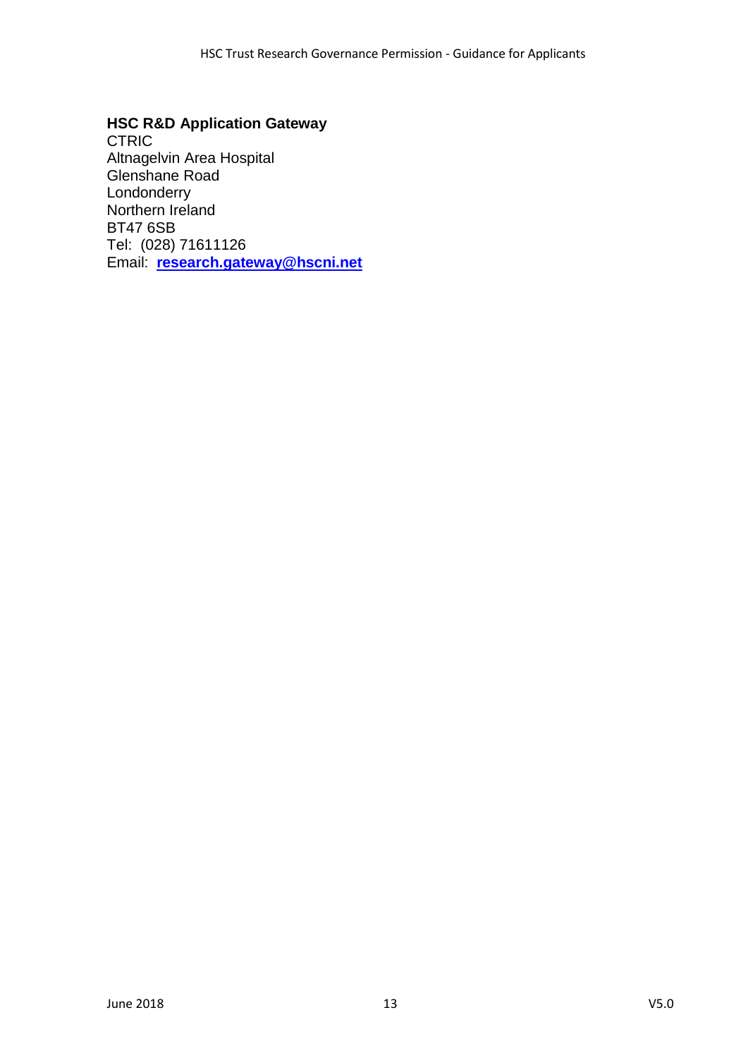**HSC R&D Application Gateway**
CTRIC
Altnagelvin Area Hospital
Glenshane Road
Londonderry
Northern Ireland
BT47 6SB
Tel: (028) 71611126
Email: **research.gateway@hscni.net**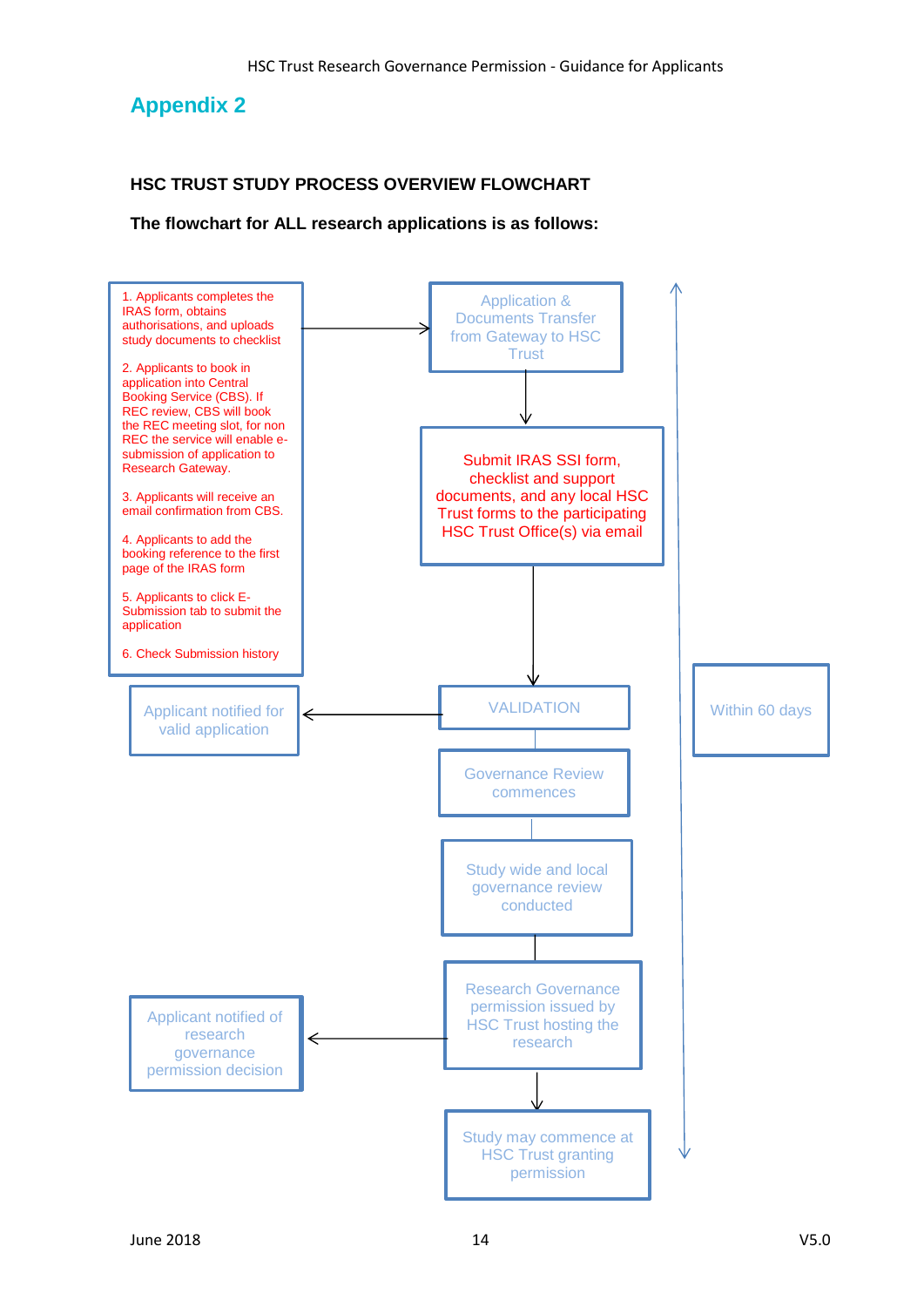## Appendix 2

**HSC TRUST STUDY PROCESS OVERVIEW FLOWCHART**

**The flowchart for ALL research applications is as follows:**

1. Applicants completes the IRAS form, obtains authorisations, and uploads study documents to checklist
2. Applicants to book in application into Central Booking Service (CBS). If REC review, CBS will book the REC meeting slot, for non REC the service will enable e-submission of application to Research Gateway.
3. Applicants will receive an email confirmation from CBS.
4. Applicants to add the booking reference to the first page of the IRAS form
5. Applicants to click E-Submission tab to submit the application
6. Check Submission history

→ Application & Documents Transfer from Gateway to HSC Trust

→ Submit IRAS SSI form, checklist and support documents, and any local HSC Trust forms to the participating HSC Trust Office(s) via email

→ VALIDATION → Applicant notified for valid application

→ Governance Review commences

→ Study wide and local governance review conducted

→ Research Governance permission issued by HSC Trust hosting the research → Applicant notified of research governance permission decision

→ Study may commence at HSC Trust granting permission

Within 60 days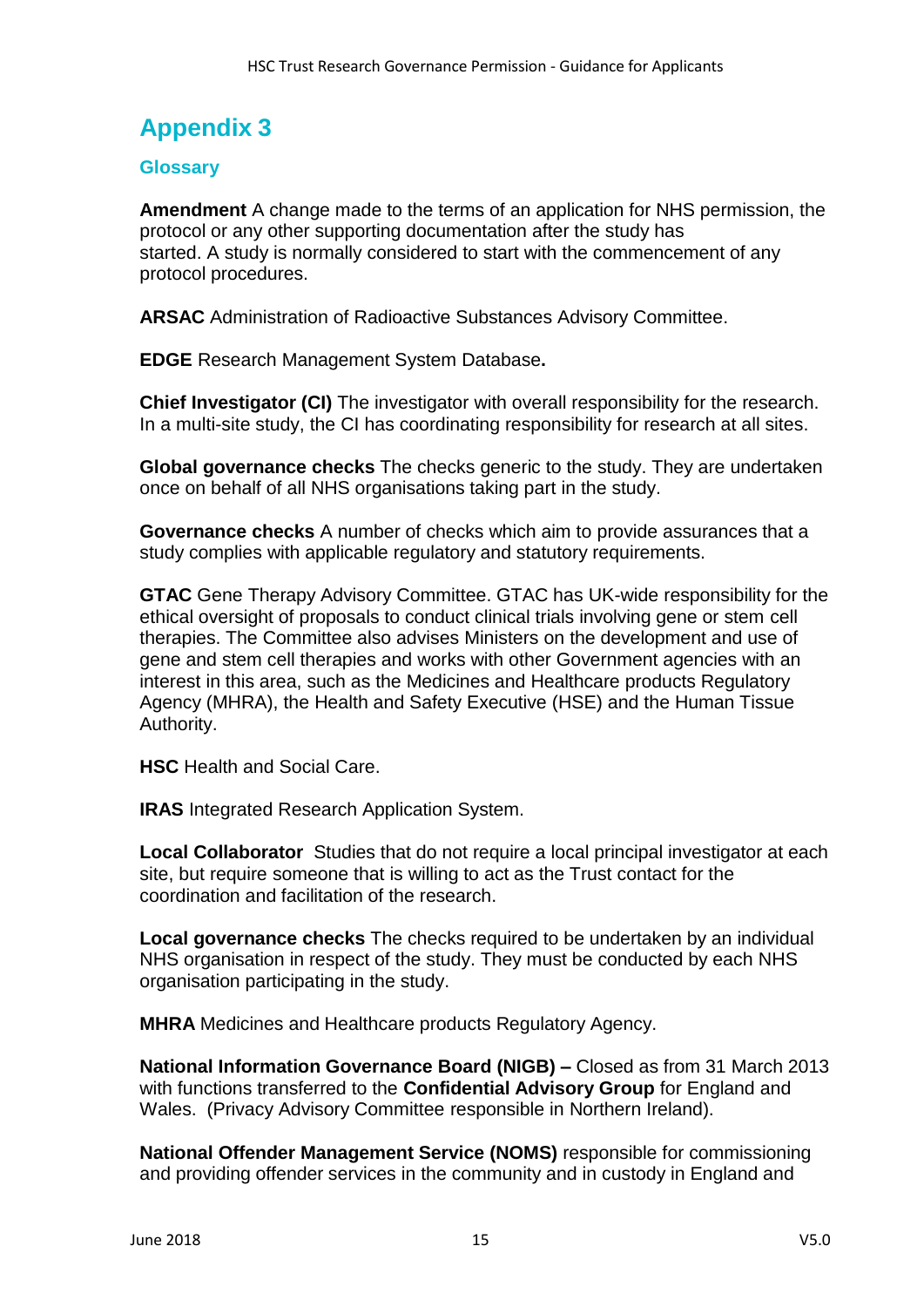# Appendix 3

## Glossary

**Amendment** A change made to the terms of an application for NHS permission, the protocol or any other supporting documentation after the study has started. A study is normally considered to start with the commencement of any protocol procedures.

**ARSAC** Administration of Radioactive Substances Advisory Committee.

**EDGE** Research Management System Database**.**

**Chief Investigator (CI)** The investigator with overall responsibility for the research. In a multi-site study, the CI has coordinating responsibility for research at all sites.

**Global governance checks** The checks generic to the study. They are undertaken once on behalf of all NHS organisations taking part in the study.

**Governance checks** A number of checks which aim to provide assurances that a study complies with applicable regulatory and statutory requirements.

**GTAC** Gene Therapy Advisory Committee. GTAC has UK-wide responsibility for the ethical oversight of proposals to conduct clinical trials involving gene or stem cell therapies. The Committee also advises Ministers on the development and use of gene and stem cell therapies and works with other Government agencies with an interest in this area, such as the Medicines and Healthcare products Regulatory Agency (MHRA), the Health and Safety Executive (HSE) and the Human Tissue Authority.

**HSC** Health and Social Care.

**IRAS** Integrated Research Application System.

**Local Collaborator** Studies that do not require a local principal investigator at each site, but require someone that is willing to act as the Trust contact for the coordination and facilitation of the research.

**Local governance checks** The checks required to be undertaken by an individual NHS organisation in respect of the study. They must be conducted by each NHS organisation participating in the study.

**MHRA** Medicines and Healthcare products Regulatory Agency.

**National Information Governance Board (NIGB) –** Closed as from 31 March 2013 with functions transferred to the **Confidential Advisory Group** for England and Wales. (Privacy Advisory Committee responsible in Northern Ireland).

**National Offender Management Service (NOMS)** responsible for commissioning and providing offender services in the community and in custody in England and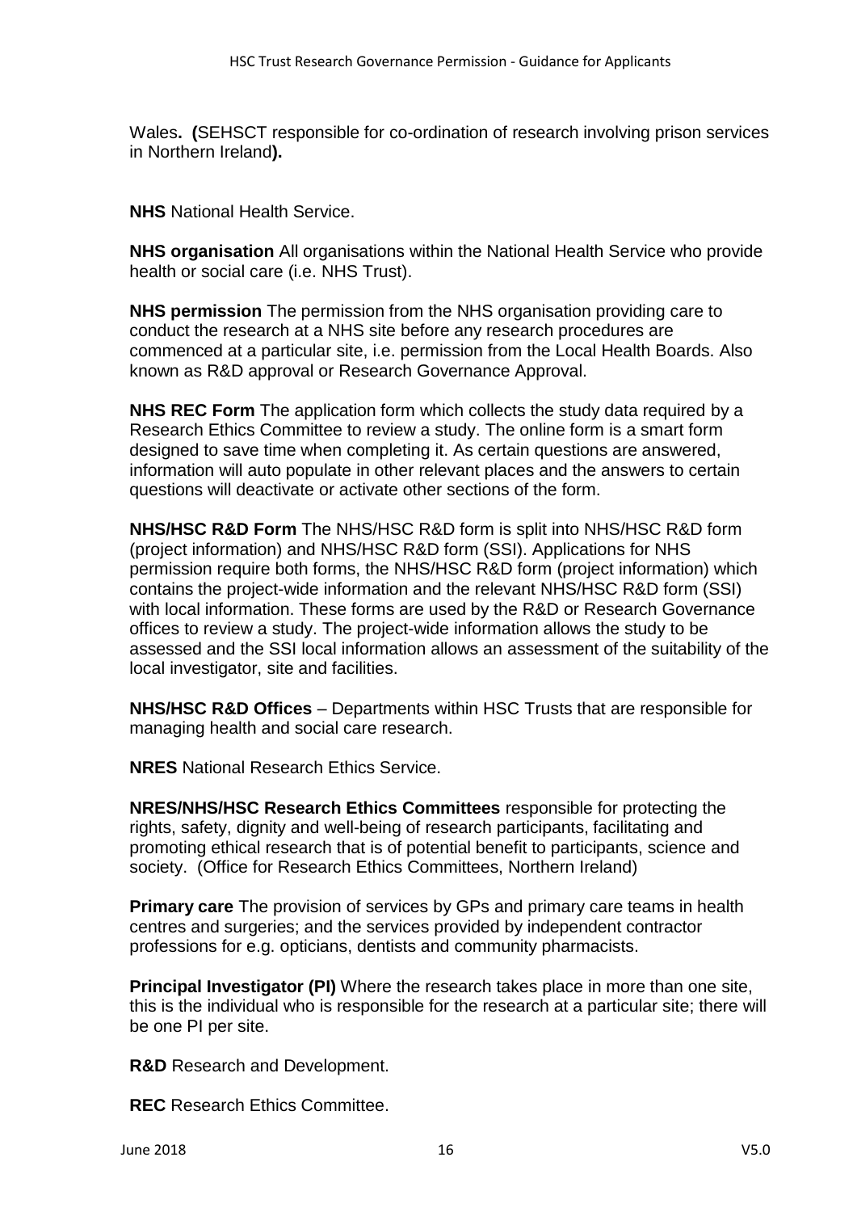Wales**. (**SEHSCT responsible for co-ordination of research involving prison services in Northern Ireland**).**

**NHS** National Health Service.

**NHS organisation** All organisations within the National Health Service who provide health or social care (i.e. NHS Trust).

**NHS permission** The permission from the NHS organisation providing care to conduct the research at a NHS site before any research procedures are commenced at a particular site, i.e. permission from the Local Health Boards. Also known as R&D approval or Research Governance Approval.

**NHS REC Form** The application form which collects the study data required by a Research Ethics Committee to review a study. The online form is a smart form designed to save time when completing it. As certain questions are answered, information will auto populate in other relevant places and the answers to certain questions will deactivate or activate other sections of the form.

**NHS/HSC R&D Form** The NHS/HSC R&D form is split into NHS/HSC R&D form (project information) and NHS/HSC R&D form (SSI). Applications for NHS permission require both forms, the NHS/HSC R&D form (project information) which contains the project-wide information and the relevant NHS/HSC R&D form (SSI) with local information. These forms are used by the R&D or Research Governance offices to review a study. The project-wide information allows the study to be assessed and the SSI local information allows an assessment of the suitability of the local investigator, site and facilities.

**NHS/HSC R&D Offices** – Departments within HSC Trusts that are responsible for managing health and social care research.

**NRES** National Research Ethics Service.

**NRES/NHS/HSC Research Ethics Committees** responsible for protecting the rights, safety, dignity and well-being of research participants, facilitating and promoting ethical research that is of potential benefit to participants, science and society. (Office for Research Ethics Committees, Northern Ireland)

**Primary care** The provision of services by GPs and primary care teams in health centres and surgeries; and the services provided by independent contractor professions for e.g. opticians, dentists and community pharmacists.

**Principal Investigator (PI)** Where the research takes place in more than one site, this is the individual who is responsible for the research at a particular site; there will be one PI per site.

**R&D** Research and Development.

**REC** Research Ethics Committee.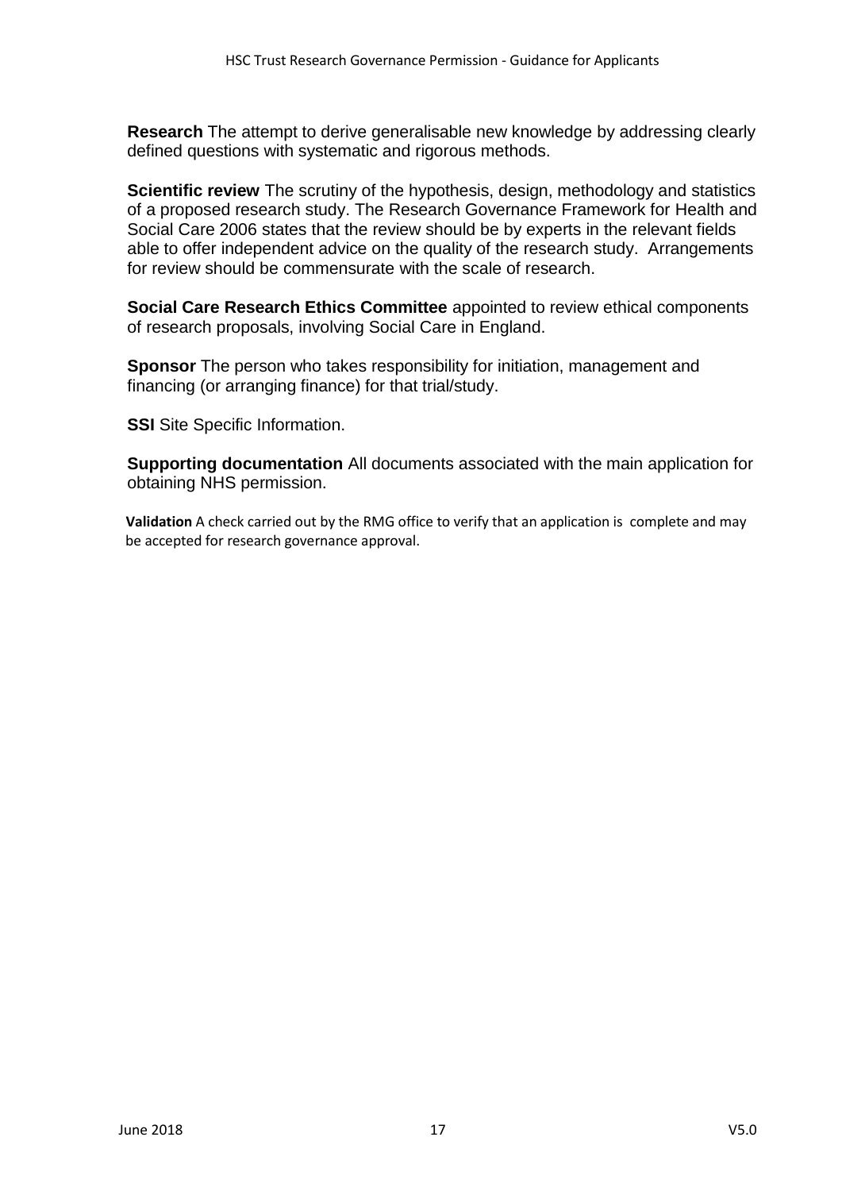**Research** The attempt to derive generalisable new knowledge by addressing clearly defined questions with systematic and rigorous methods.

**Scientific review** The scrutiny of the hypothesis, design, methodology and statistics of a proposed research study. The Research Governance Framework for Health and Social Care 2006 states that the review should be by experts in the relevant fields able to offer independent advice on the quality of the research study. Arrangements for review should be commensurate with the scale of research.

**Social Care Research Ethics Committee** appointed to review ethical components of research proposals, involving Social Care in England.

**Sponsor** The person who takes responsibility for initiation, management and financing (or arranging finance) for that trial/study.

**SSI** Site Specific Information.

**Supporting documentation** All documents associated with the main application for obtaining NHS permission.

**Validation** A check carried out by the RMG office to verify that an application is complete and may be accepted for research governance approval.